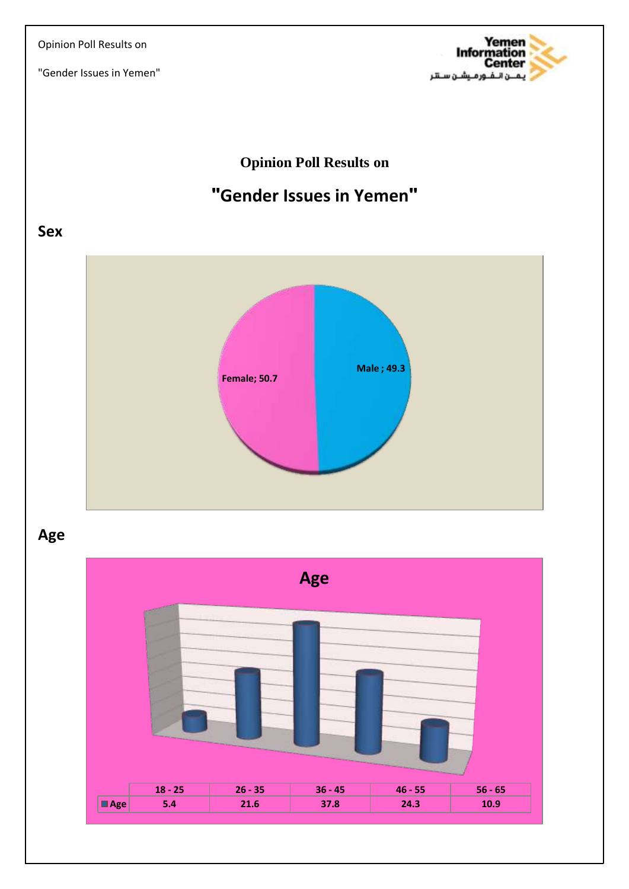# Opinion Poll Results on

## "Gender Issues in Yemen"

### Sex

Female; 50.7

Male ; 49.3

### Age

**Age**

| | 18 - 25 | 26 - 35 | 36 - 45 | 46 - 55 | 56 - 65 |
|---|---|---|---|---|---|
| Age | 5.4 | 21.6 | 37.8 | 24.3 | 10.9 |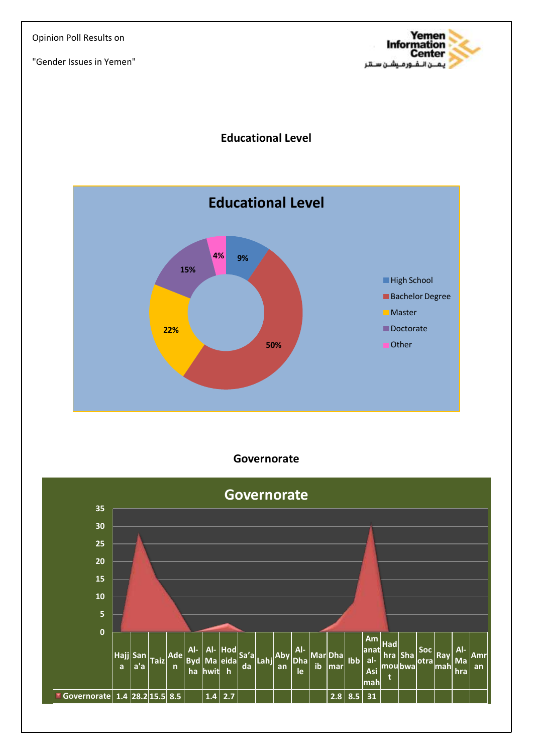## Educational Level

**Educational Level**

| Educational Level | Percentage |
|---|---|
| High School | 9% |
| Bachelor Degree | 50% |
| Master | 22% |
| Doctorate | 15% |
| Other | 4% |

## Governorate

**Governorate**

| | Hajja | San'a'a | Taiz | Aden | Al-Byd ha | Al-Ma hwit | Hodeidah | Sa'ada | Lahj | Abyan | Al-Dhale | Marib | Dhamar | Ibb | Amanat al-Asimah | Hadhramout | Shabwa | Socotra | Raymah | Al-Mahra | Amran |
|---|---|---|---|---|---|---|---|---|---|---|---|---|---|---|---|---|---|---|---|---|---|
| Governorate | 1.4 | 28.2 | 15.5 | 8.5 | | 1.4 | 2.7 | | | | | | 2.8 | 8.5 | 31 | | | | | | |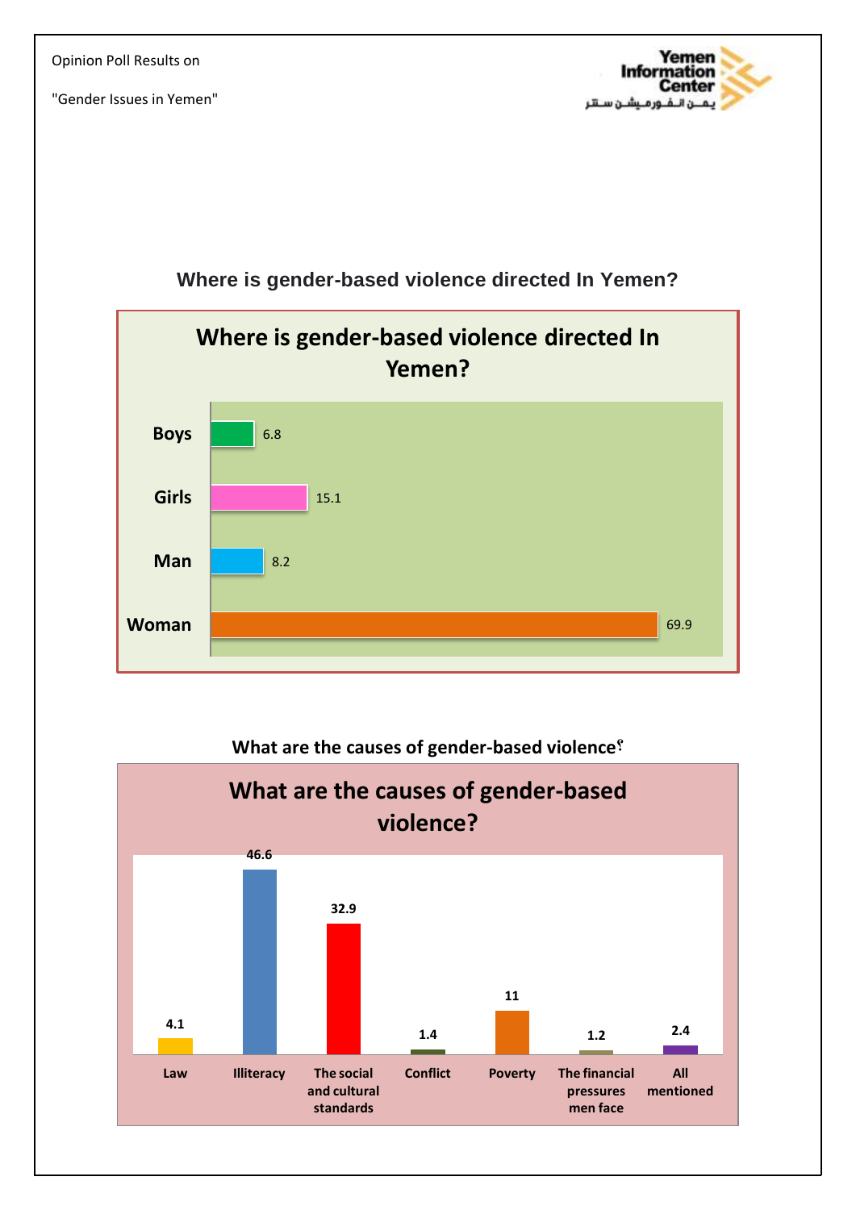## Where is gender-based violence directed In Yemen?

**Where is gender-based violence directed In Yemen?**

| Category | Value |
|---|---|
| Boys | 6.8 |
| Girls | 15.1 |
| Man | 8.2 |
| Woman | 69.9 |

## What are the causes of gender-based violence؟

**What are the causes of gender-based violence?**

| Cause | Value |
|---|---|
| Law | 4.1 |
| Illiteracy | 46.6 |
| The social and cultural standards | 32.9 |
| Conflict | 1.4 |
| Poverty | 11 |
| The financial pressures men face | 1.2 |
| All mentioned | 2.4 |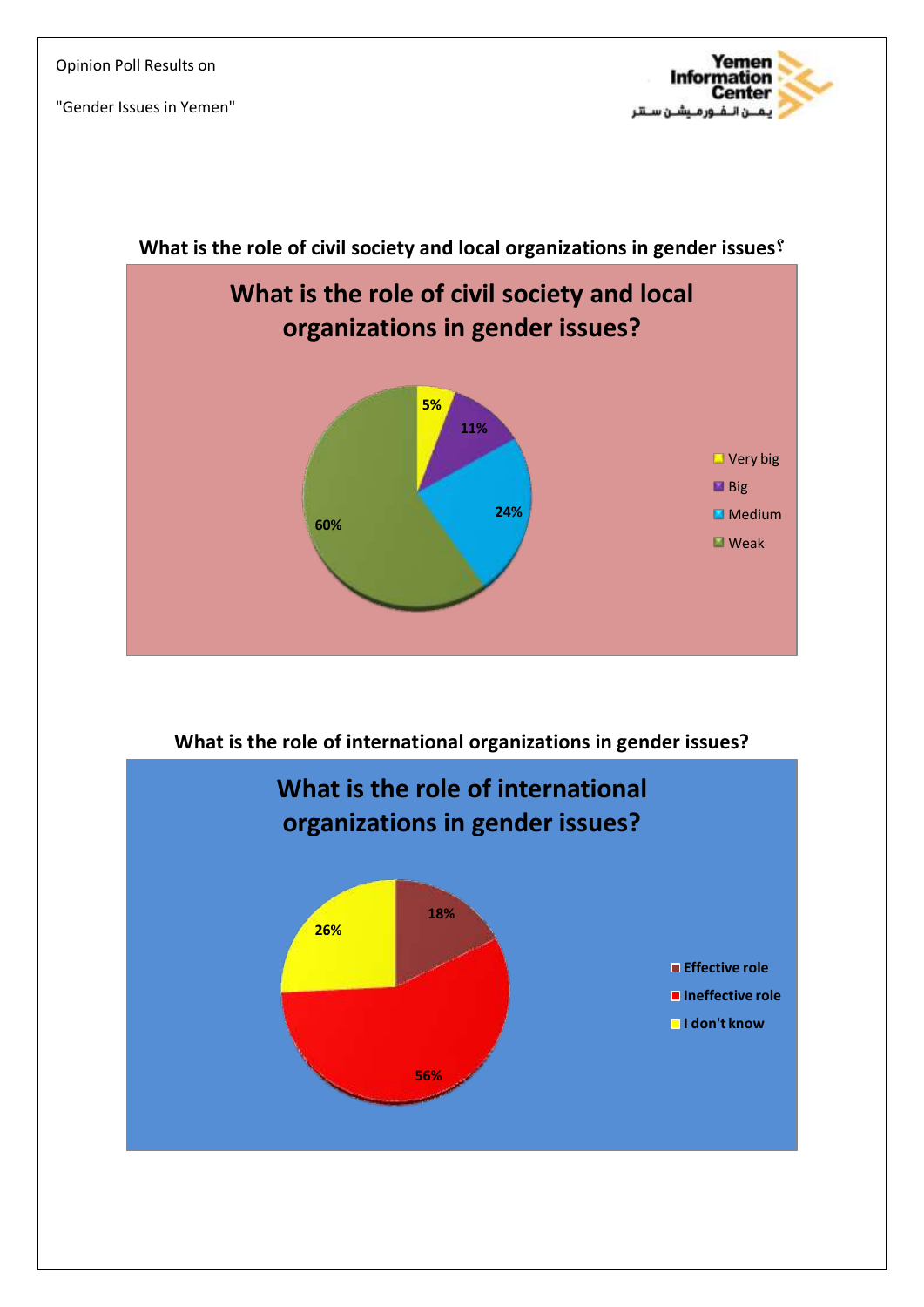**What is the role of civil society and local organizations in gender issues؟**

## What is the role of civil society and local organizations in gender issues?

| Response | Percentage |
|---|---|
| Very big | 5% |
| Big | 11% |
| Medium | 24% |
| Weak | 60% |

**What is the role of international organizations in gender issues?**

## What is the role of international organizations in gender issues?

| Response | Percentage |
|---|---|
| Effective role | 18% |
| Ineffective role | 56% |
| I don't know | 26% |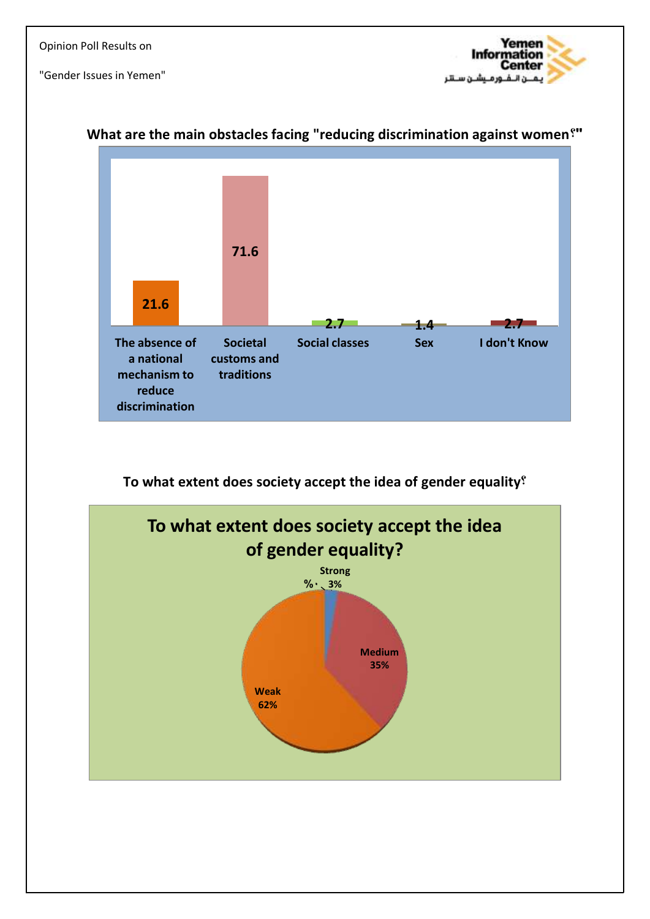## What are the main obstacles facing "reducing discrimination against women؟"

| Obstacle | % |
|---|---|
| The absence of a national mechanism to reduce discrimination | 21.6 |
| Societal customs and traditions | 71.6 |
| Social classes | 2.7 |
| Sex | 1.4 |
| I don't Know | 2.7 |

## To what extent does society accept the idea of gender equality؟

To what extent does society accept the idea of gender equality?

| Response | % |
|---|---|
| Strong | 3% |
| Medium | 35% |
| Weak | 62% |
| | ٠% |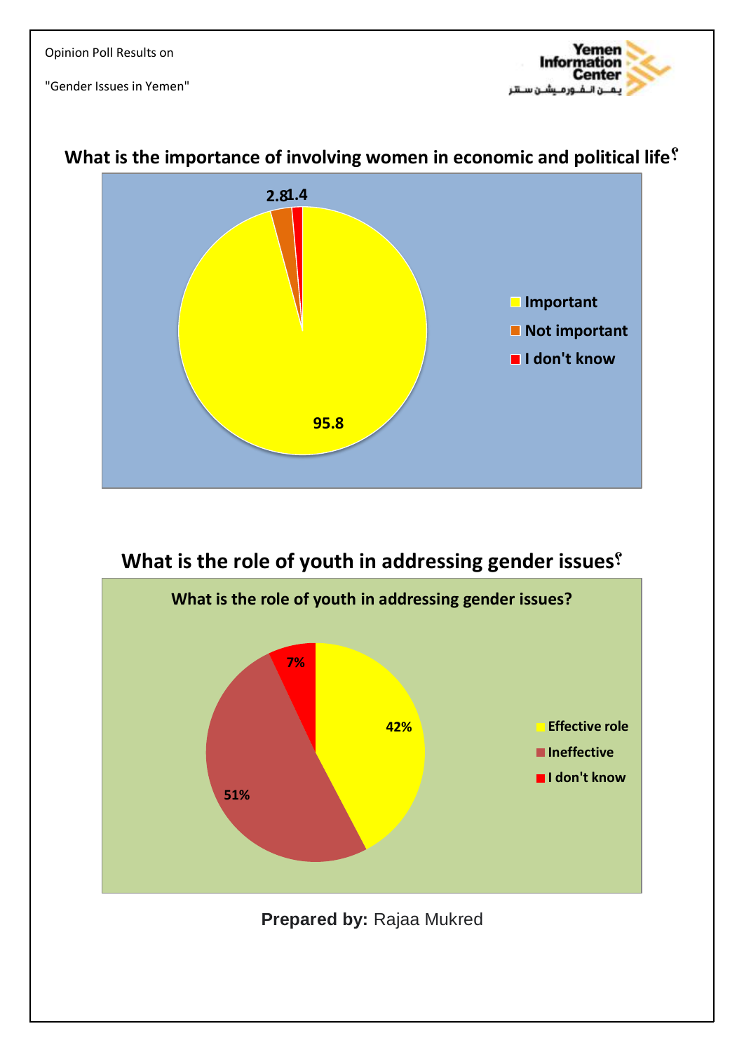Opinion Poll Results on

"Gender Issues in Yemen"

Yemen Information Center

يمن انفورميشن سنتر

## What is the importance of involving women in economic and political life؟

2.8
1.4
95.8

Important
Not important
I don't know

## What is the role of youth in addressing gender issues؟

What is the role of youth in addressing gender issues?

7%
42%
51%

Effective role
Ineffective
I don't know

**Prepared by:** Rajaa Mukred